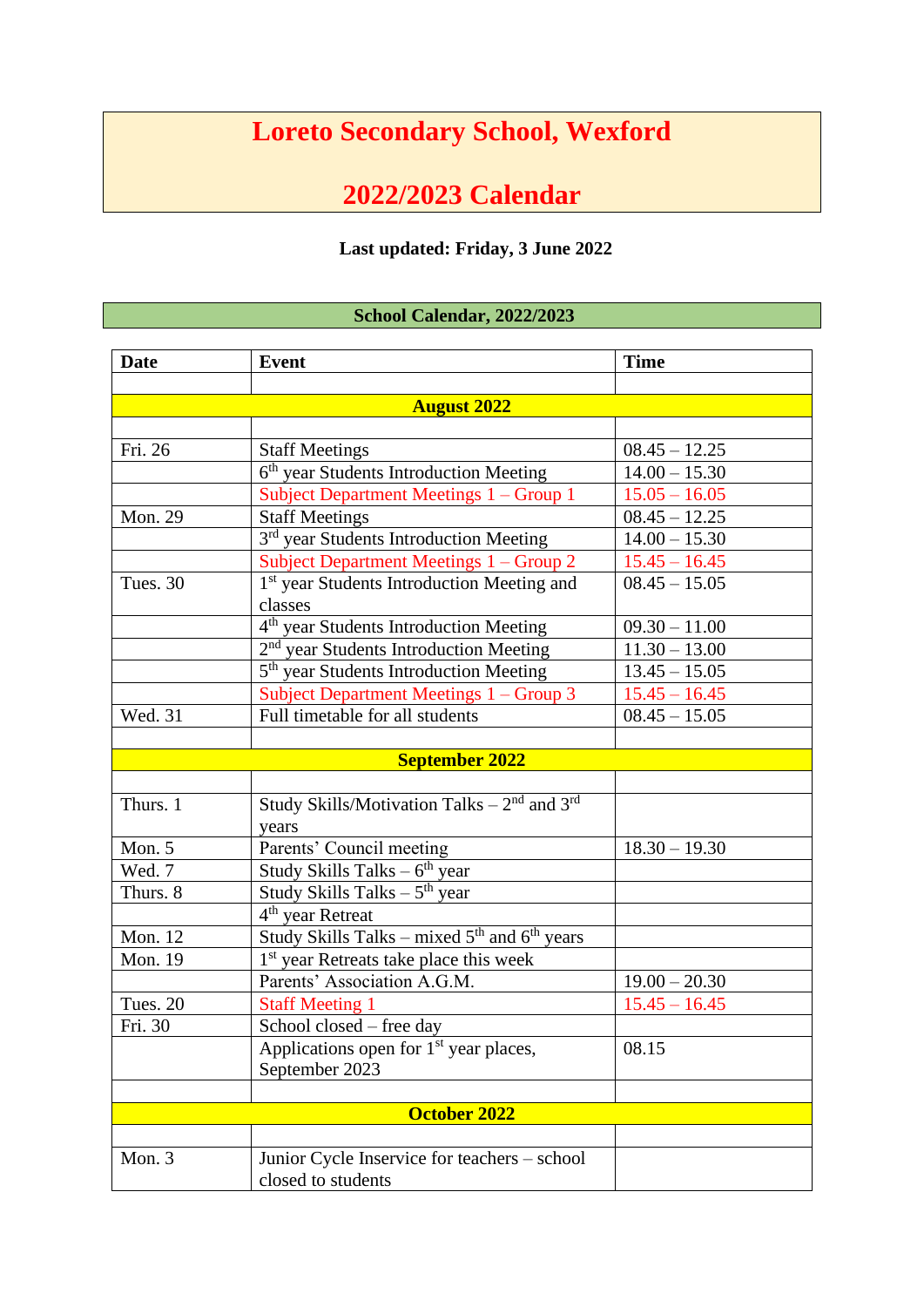# Loreto Secondary School, Wexford

# 2022/2023 Calendar

**Last updated: Friday, 3 June 2022**

## School Calendar, 2022/2023

| Date | Event | Time |
|---|---|---|
| | | |
| **August 2022** | | |
| | | |
| Fri. 26 | Staff Meetings | 08.45 – 12.25 |
| | 6th year Students Introduction Meeting | 14.00 – 15.30 |
| | Subject Department Meetings 1 – Group 1 | 15.05 – 16.05 |
| Mon. 29 | Staff Meetings | 08.45 – 12.25 |
| | 3rd year Students Introduction Meeting | 14.00 – 15.30 |
| | Subject Department Meetings 1 – Group 2 | 15.45 – 16.45 |
| Tues. 30 | 1st year Students Introduction Meeting and classes | 08.45 – 15.05 |
| | 4th year Students Introduction Meeting | 09.30 – 11.00 |
| | 2nd year Students Introduction Meeting | 11.30 – 13.00 |
| | 5th year Students Introduction Meeting | 13.45 – 15.05 |
| | Subject Department Meetings 1 – Group 3 | 15.45 – 16.45 |
| Wed. 31 | Full timetable for all students | 08.45 – 15.05 |
| | | |
| **September 2022** | | |
| | | |
| Thurs. 1 | Study Skills/Motivation Talks – 2nd and 3rd years | |
| Mon. 5 | Parents' Council meeting | 18.30 – 19.30 |
| Wed. 7 | Study Skills Talks – 6th year | |
| Thurs. 8 | Study Skills Talks – 5th year | |
| | 4th year Retreat | |
| Mon. 12 | Study Skills Talks – mixed 5th and 6th years | |
| Mon. 19 | 1st year Retreats take place this week | |
| | Parents' Association A.G.M. | 19.00 – 20.30 |
| Tues. 20 | Staff Meeting 1 | 15.45 – 16.45 |
| Fri. 30 | School closed – free day | |
| | Applications open for 1st year places, September 2023 | 08.15 |
| | | |
| **October 2022** | | |
| | | |
| Mon. 3 | Junior Cycle Inservice for teachers – school closed to students | |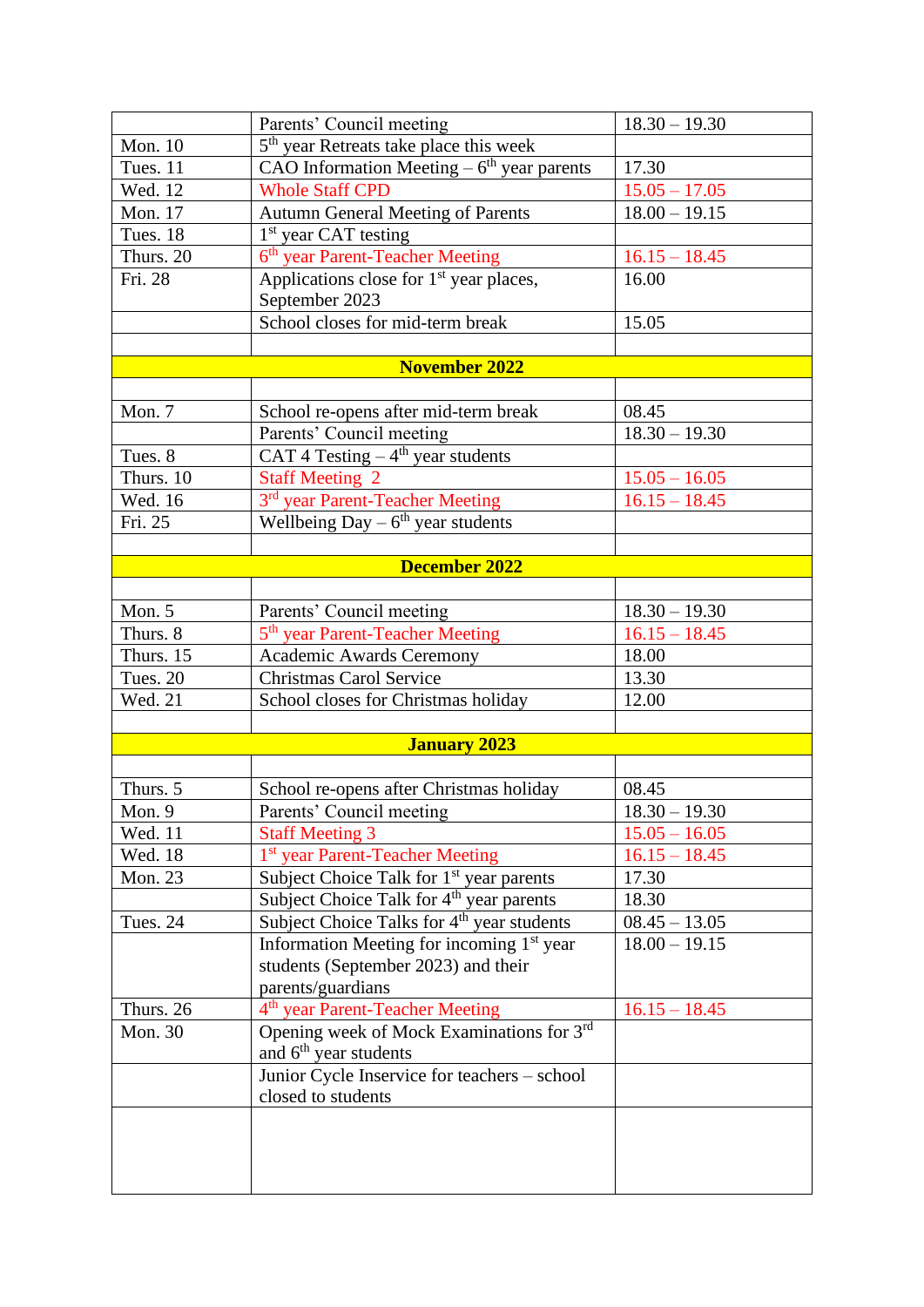| | | |
|---|---|---|
| | Parents' Council meeting | 18.30 – 19.30 |
| Mon. 10 | 5th year Retreats take place this week | |
| Tues. 11 | CAO Information Meeting – 6th year parents | 17.30 |
| Wed. 12 | Whole Staff CPD | 15.05 – 17.05 |
| Mon. 17 | Autumn General Meeting of Parents | 18.00 – 19.15 |
| Tues. 18 | 1st year CAT testing | |
| Thurs. 20 | 6th year Parent-Teacher Meeting | 16.15 – 18.45 |
| Fri. 28 | Applications close for 1st year places, September 2023 | 16.00 |
| | School closes for mid-term break | 15.05 |
| | | |
| **November 2022** | | |
| | | |
| Mon. 7 | School re-opens after mid-term break | 08.45 |
| | Parents' Council meeting | 18.30 – 19.30 |
| Tues. 8 | CAT 4 Testing – 4th year students | |
| Thurs. 10 | Staff Meeting 2 | 15.05 – 16.05 |
| Wed. 16 | 3rd year Parent-Teacher Meeting | 16.15 – 18.45 |
| Fri. 25 | Wellbeing Day – 6th year students | |
| | | |
| **December 2022** | | |
| | | |
| Mon. 5 | Parents' Council meeting | 18.30 – 19.30 |
| Thurs. 8 | 5th year Parent-Teacher Meeting | 16.15 – 18.45 |
| Thurs. 15 | Academic Awards Ceremony | 18.00 |
| Tues. 20 | Christmas Carol Service | 13.30 |
| Wed. 21 | School closes for Christmas holiday | 12.00 |
| | | |
| **January 2023** | | |
| | | |
| Thurs. 5 | School re-opens after Christmas holiday | 08.45 |
| Mon. 9 | Parents' Council meeting | 18.30 – 19.30 |
| Wed. 11 | Staff Meeting 3 | 15.05 – 16.05 |
| Wed. 18 | 1st year Parent-Teacher Meeting | 16.15 – 18.45 |
| Mon. 23 | Subject Choice Talk for 1st year parents | 17.30 |
| | Subject Choice Talk for 4th year parents | 18.30 |
| Tues. 24 | Subject Choice Talks for 4th year students | 08.45 – 13.05 |
| | Information Meeting for incoming 1st year students (September 2023) and their parents/guardians | 18.00 – 19.15 |
| Thurs. 26 | 4th year Parent-Teacher Meeting | 16.15 – 18.45 |
| Mon. 30 | Opening week of Mock Examinations for 3rd and 6th year students | |
| | Junior Cycle Inservice for teachers – school closed to students | |
| | | |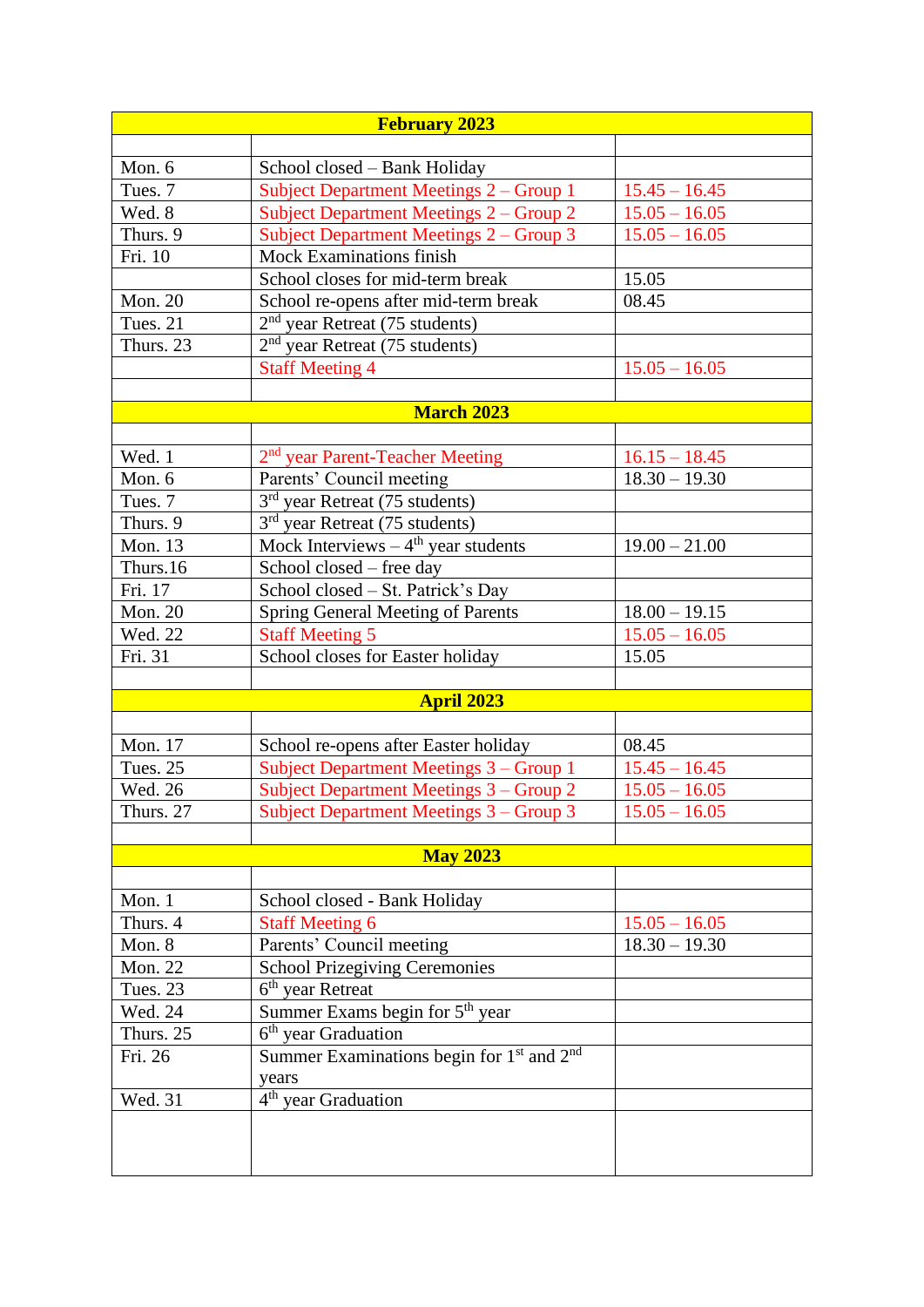| February 2023 | | |
|---|---|---|
| | | |
| Mon. 6 | School closed – Bank Holiday | |
| Tues. 7 | Subject Department Meetings 2 – Group 1 | 15.45 – 16.45 |
| Wed. 8 | Subject Department Meetings 2 – Group 2 | 15.05 – 16.05 |
| Thurs. 9 | Subject Department Meetings 2 – Group 3 | 15.05 – 16.05 |
| Fri. 10 | Mock Examinations finish | |
| | School closes for mid-term break | 15.05 |
| Mon. 20 | School re-opens after mid-term break | 08.45 |
| Tues. 21 | 2nd year Retreat (75 students) | |
| Thurs. 23 | 2nd year Retreat (75 students) | |
| | Staff Meeting 4 | 15.05 – 16.05 |
| | | |
| **March 2023** | | |
| | | |
| Wed. 1 | 2nd year Parent-Teacher Meeting | 16.15 – 18.45 |
| Mon. 6 | Parents' Council meeting | 18.30 – 19.30 |
| Tues. 7 | 3rd year Retreat (75 students) | |
| Thurs. 9 | 3rd year Retreat (75 students) | |
| Mon. 13 | Mock Interviews – 4th year students | 19.00 – 21.00 |
| Thurs.16 | School closed – free day | |
| Fri. 17 | School closed – St. Patrick's Day | |
| Mon. 20 | Spring General Meeting of Parents | 18.00 – 19.15 |
| Wed. 22 | Staff Meeting 5 | 15.05 – 16.05 |
| Fri. 31 | School closes for Easter holiday | 15.05 |
| | | |
| **April 2023** | | |
| | | |
| Mon. 17 | School re-opens after Easter holiday | 08.45 |
| Tues. 25 | Subject Department Meetings 3 – Group 1 | 15.45 – 16.45 |
| Wed. 26 | Subject Department Meetings 3 – Group 2 | 15.05 – 16.05 |
| Thurs. 27 | Subject Department Meetings 3 – Group 3 | 15.05 – 16.05 |
| | | |
| **May 2023** | | |
| | | |
| Mon. 1 | School closed - Bank Holiday | |
| Thurs. 4 | Staff Meeting 6 | 15.05 – 16.05 |
| Mon. 8 | Parents' Council meeting | 18.30 – 19.30 |
| Mon. 22 | School Prizegiving Ceremonies | |
| Tues. 23 | 6th year Retreat | |
| Wed. 24 | Summer Exams begin for 5th year | |
| Thurs. 25 | 6th year Graduation | |
| Fri. 26 | Summer Examinations begin for 1st and 2nd years | |
| Wed. 31 | 4th year Graduation | |
| | | |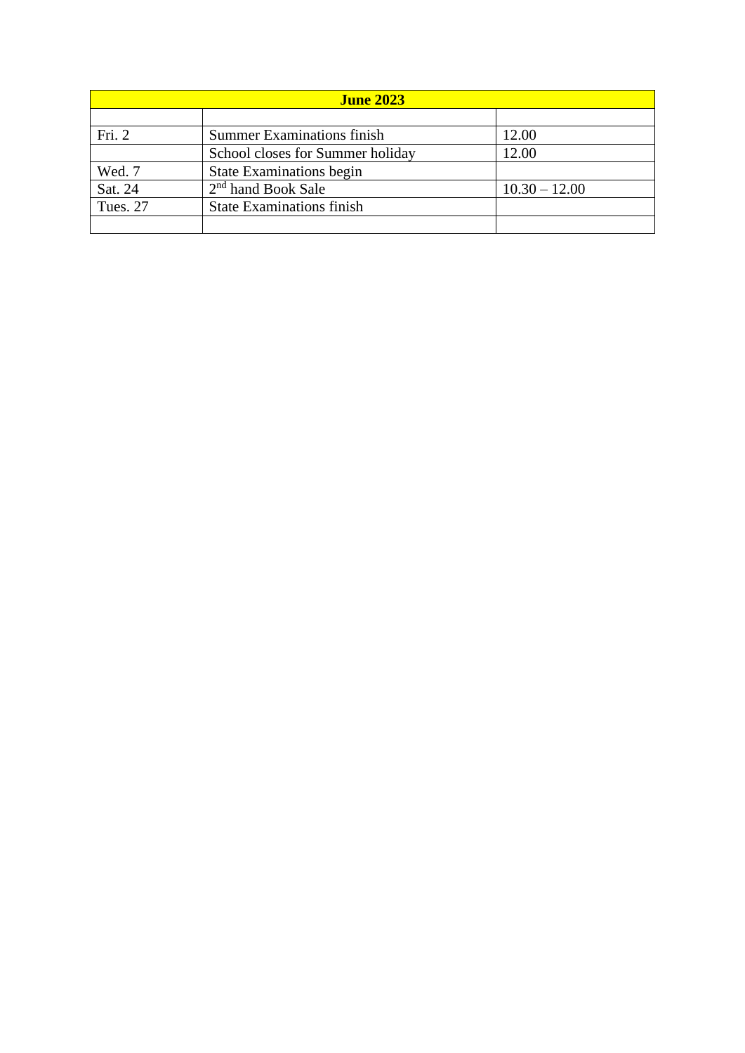| June 2023 | | |
|---|---|---|
| | | |
| Fri. 2 | Summer Examinations finish | 12.00 |
| | School closes for Summer holiday | 12.00 |
| Wed. 7 | State Examinations begin | |
| Sat. 24 | 2nd hand Book Sale | 10.30 – 12.00 |
| Tues. 27 | State Examinations finish | |
| | | |